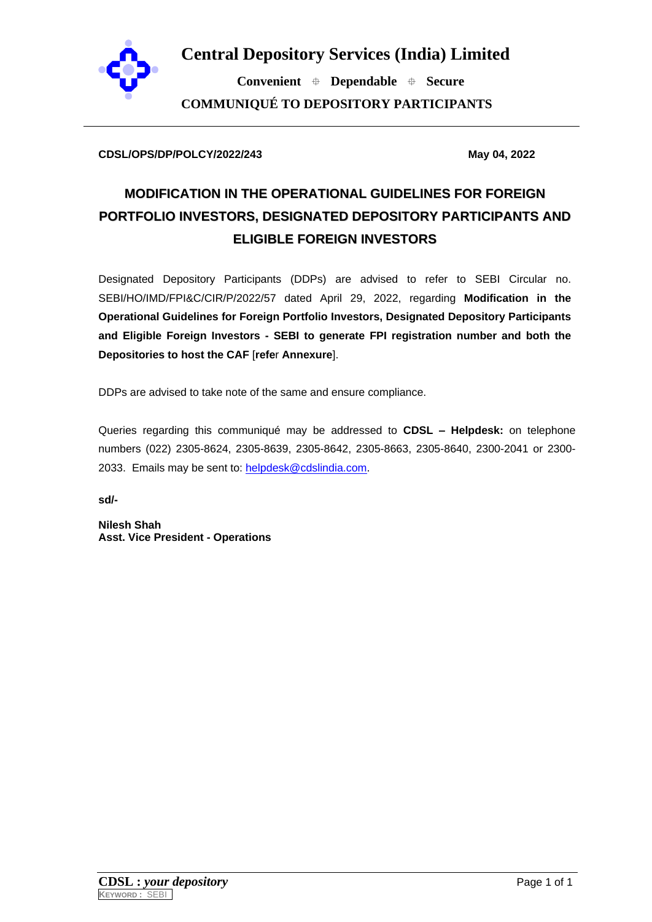# Central Depository Services (India) Limited

**Convenient ⌖ Dependable ⌖ Secure**

**COMMUNIQUÉ TO DEPOSITORY PARTICIPANTS**

---

**CDSL/OPS/DP/POLCY/2022/243** **May 04, 2022**

## MODIFICATION IN THE OPERATIONAL GUIDELINES FOR FOREIGN PORTFOLIO INVESTORS, DESIGNATED DEPOSITORY PARTICIPANTS AND ELIGIBLE FOREIGN INVESTORS

Designated Depository Participants (DDPs) are advised to refer to SEBI Circular no. SEBI/HO/IMD/FPI&C/CIR/P/2022/57 dated April 29, 2022, regarding **Modification in the Operational Guidelines for Foreign Portfolio Investors, Designated Depository Participants and Eligible Foreign Investors - SEBI to generate FPI registration number and both the Depositories to host the CAF** [**refer Annexure**].

DDPs are advised to take note of the same and ensure compliance.

Queries regarding this communiqué may be addressed to **CDSL – Helpdesk:** on telephone numbers (022) 2305-8624, 2305-8639, 2305-8642, 2305-8663, 2305-8640, 2300-2041 or 2300-2033. Emails may be sent to: helpdesk@cdslindia.com.

**sd/-**

**Nilesh Shah**
**Asst. Vice President - Operations**

**CDSL :** ***your depository***

KEYWORD : SEBI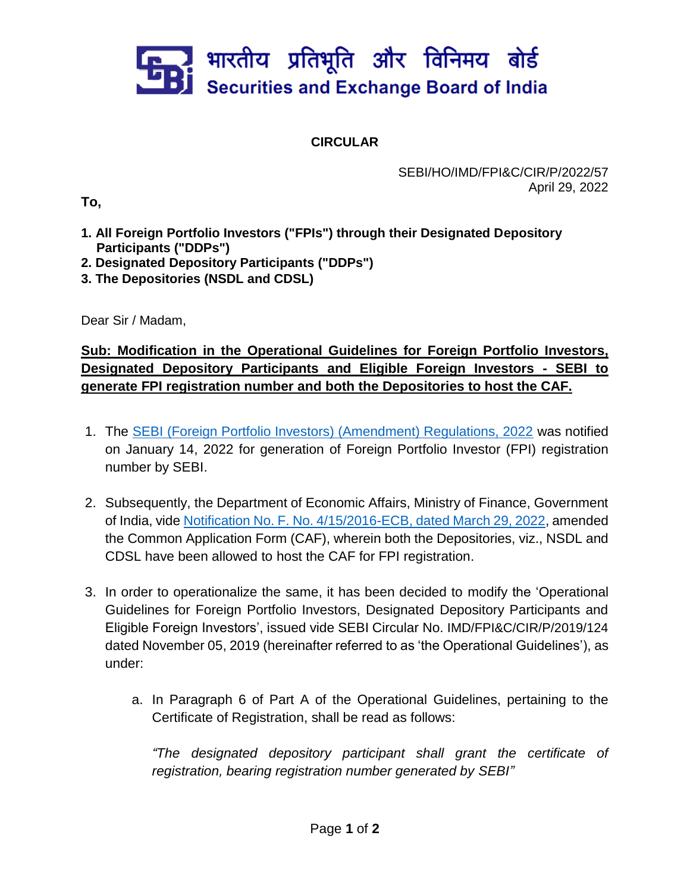भारतीय प्रतिभूति और विनिमय बोर्ड
Securities and Exchange Board of India

**CIRCULAR**

SEBI/HO/IMD/FPI&C/CIR/P/2022/57
April 29, 2022

**To,**

1. **All Foreign Portfolio Investors ("FPIs") through their Designated Depository Participants ("DDPs")**
2. **Designated Depository Participants ("DDPs")**
3. **The Depositories (NSDL and CDSL)**

Dear Sir / Madam,

**Sub: Modification in the Operational Guidelines for Foreign Portfolio Investors, Designated Depository Participants and Eligible Foreign Investors - SEBI to generate FPI registration number and both the Depositories to host the CAF.**

1. The SEBI (Foreign Portfolio Investors) (Amendment) Regulations, 2022 was notified on January 14, 2022 for generation of Foreign Portfolio Investor (FPI) registration number by SEBI.

2. Subsequently, the Department of Economic Affairs, Ministry of Finance, Government of India, vide Notification No. F. No. 4/15/2016-ECB, dated March 29, 2022, amended the Common Application Form (CAF), wherein both the Depositories, viz., NSDL and CDSL have been allowed to host the CAF for FPI registration.

3. In order to operationalize the same, it has been decided to modify the 'Operational Guidelines for Foreign Portfolio Investors, Designated Depository Participants and Eligible Foreign Investors', issued vide SEBI Circular No. IMD/FPI&C/CIR/P/2019/124 dated November 05, 2019 (hereinafter referred to as 'the Operational Guidelines'), as under:

   a. In Paragraph 6 of Part A of the Operational Guidelines, pertaining to the Certificate of Registration, shall be read as follows:

      *"The designated depository participant shall grant the certificate of registration, bearing registration number generated by SEBI"*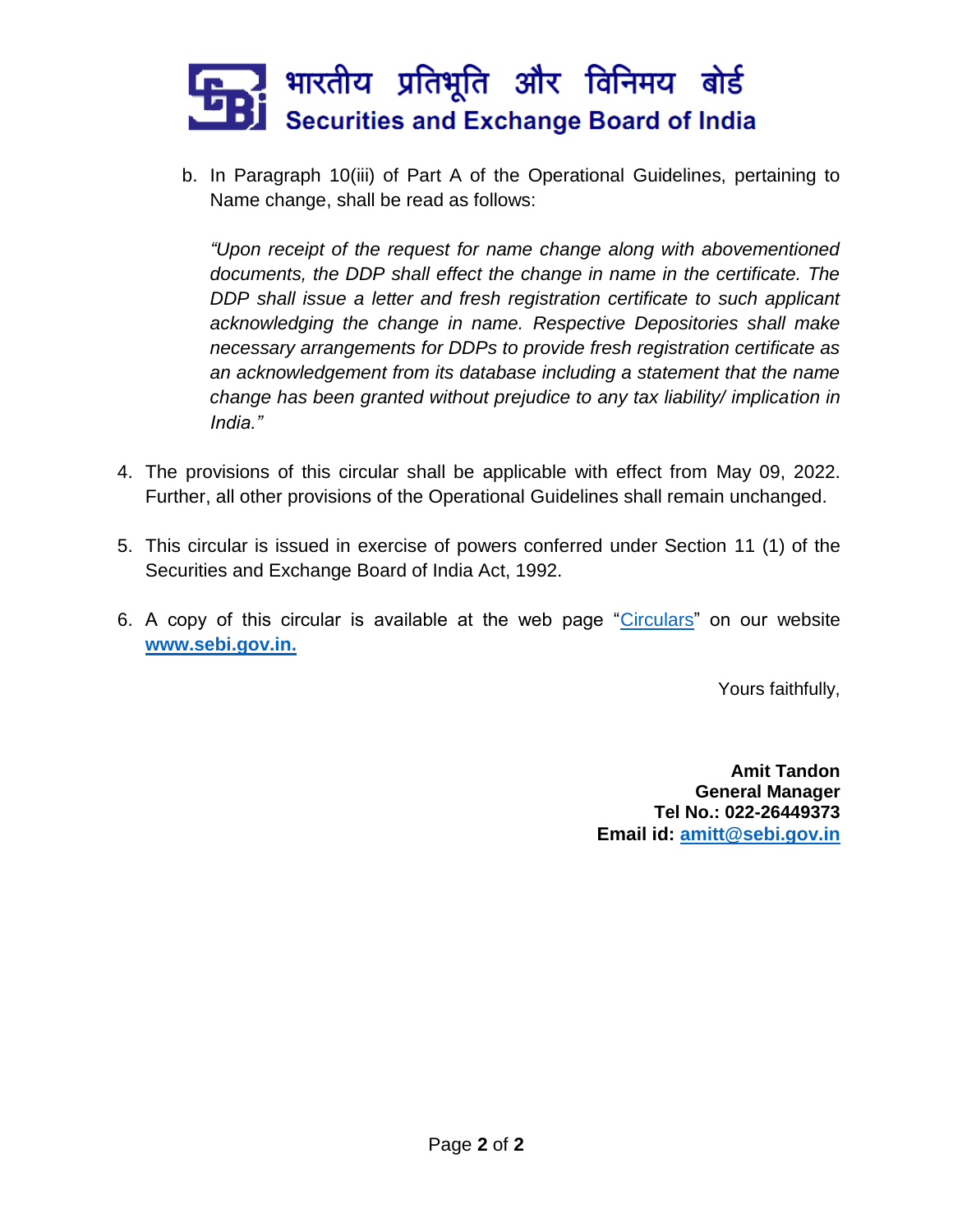b. In Paragraph 10(iii) of Part A of the Operational Guidelines, pertaining to Name change, shall be read as follows:

*"Upon receipt of the request for name change along with abovementioned documents, the DDP shall effect the change in name in the certificate. The DDP shall issue a letter and fresh registration certificate to such applicant acknowledging the change in name. Respective Depositories shall make necessary arrangements for DDPs to provide fresh registration certificate as an acknowledgement from its database including a statement that the name change has been granted without prejudice to any tax liability/ implication in India."*

4. The provisions of this circular shall be applicable with effect from May 09, 2022. Further, all other provisions of the Operational Guidelines shall remain unchanged.

5. This circular is issued in exercise of powers conferred under Section 11 (1) of the Securities and Exchange Board of India Act, 1992.

6. A copy of this circular is available at the web page "Circulars" on our website **www.sebi.gov.in.**

Yours faithfully,

**Amit Tandon**
**General Manager**
**Tel No.: 022-26449373**
**Email id: amitt@sebi.gov.in**